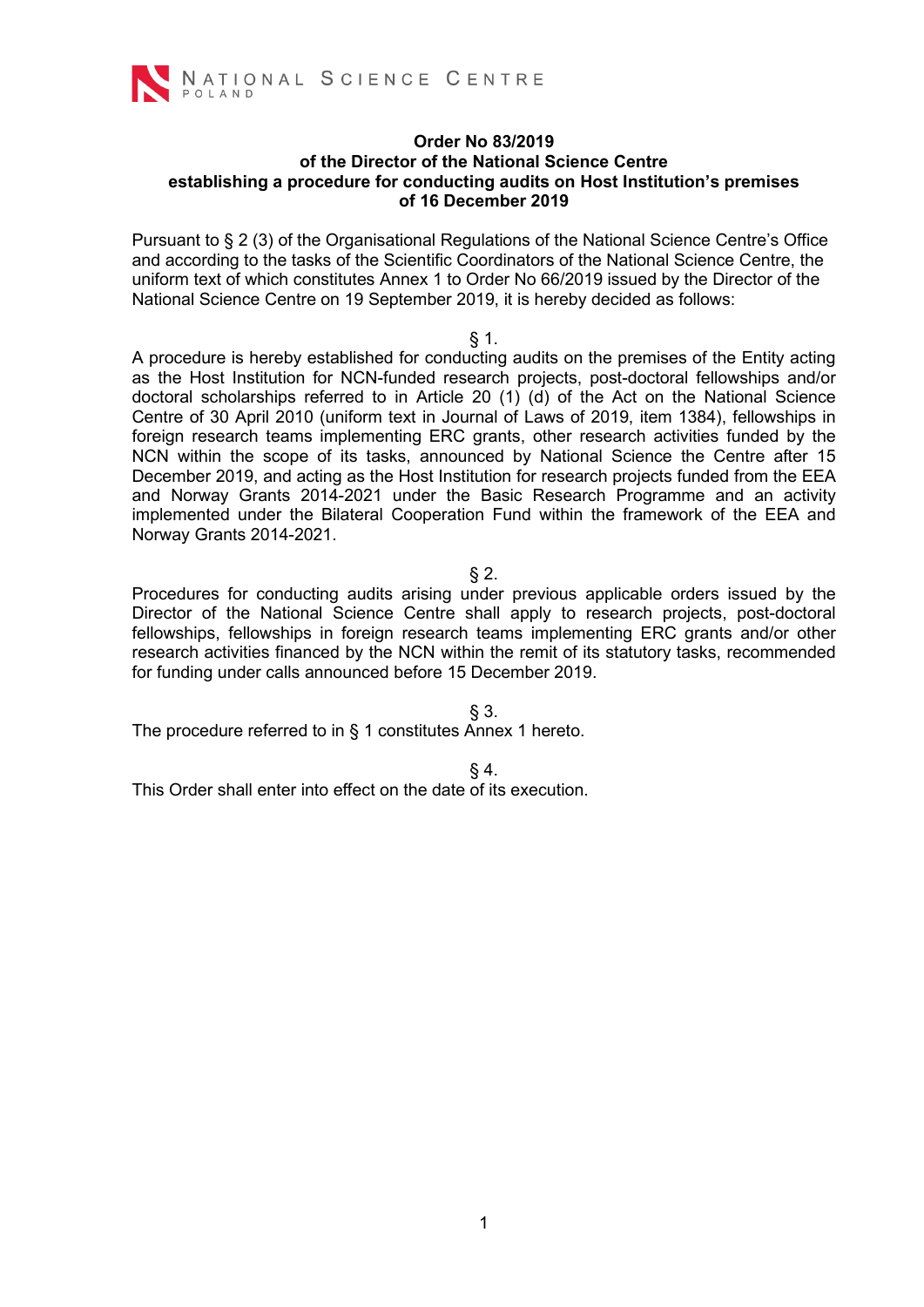NATIONAL SCIENCE CENTRE
POLAND

**Order No 83/2019**
**of the Director of the National Science Centre**
**establishing a procedure for conducting audits on Host Institution's premises**
**of 16 December 2019**

Pursuant to § 2 (3) of the Organisational Regulations of the National Science Centre's Office and according to the tasks of the Scientific Coordinators of the National Science Centre, the uniform text of which constitutes Annex 1 to Order No 66/2019 issued by the Director of the National Science Centre on 19 September 2019, it is hereby decided as follows:

§ 1.

A procedure is hereby established for conducting audits on the premises of the Entity acting as the Host Institution for NCN-funded research projects, post-doctoral fellowships and/or doctoral scholarships referred to in Article 20 (1) (d) of the Act on the National Science Centre of 30 April 2010 (uniform text in Journal of Laws of 2019, item 1384), fellowships in foreign research teams implementing ERC grants, other research activities funded by the NCN within the scope of its tasks, announced by National Science the Centre after 15 December 2019, and acting as the Host Institution for research projects funded from the EEA and Norway Grants 2014-2021 under the Basic Research Programme and an activity implemented under the Bilateral Cooperation Fund within the framework of the EEA and Norway Grants 2014-2021.

§ 2.

Procedures for conducting audits arising under previous applicable orders issued by the Director of the National Science Centre shall apply to research projects, post-doctoral fellowships, fellowships in foreign research teams implementing ERC grants and/or other research activities financed by the NCN within the remit of its statutory tasks, recommended for funding under calls announced before 15 December 2019.

§ 3.

The procedure referred to in § 1 constitutes Annex 1 hereto.

§ 4.

This Order shall enter into effect on the date of its execution.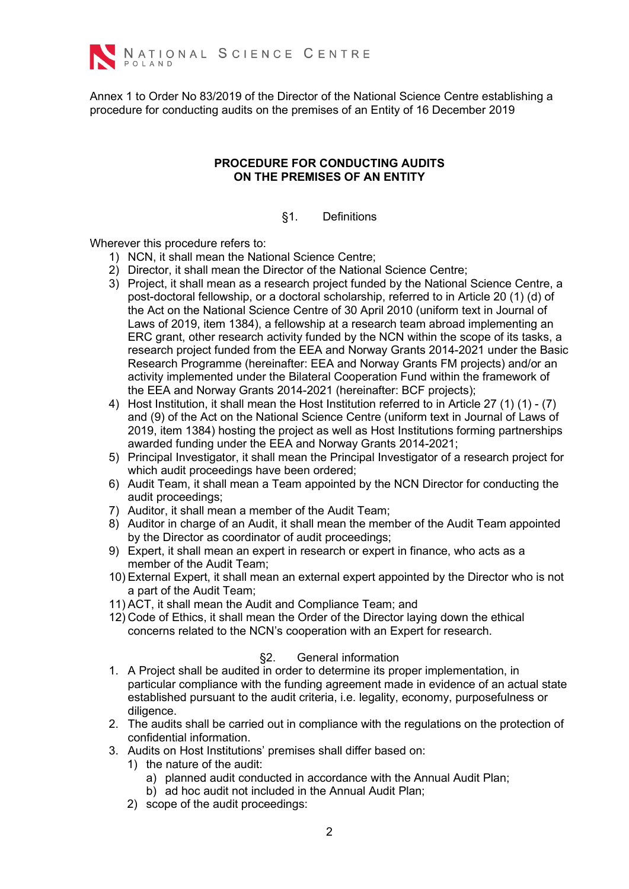Annex 1 to Order No 83/2019 of the Director of the National Science Centre establishing a procedure for conducting audits on the premises of an Entity of 16 December 2019

## PROCEDURE FOR CONDUCTING AUDITS ON THE PREMISES OF AN ENTITY

### §1. Definitions

Wherever this procedure refers to:

1) NCN, it shall mean the National Science Centre;
2) Director, it shall mean the Director of the National Science Centre;
3) Project, it shall mean as a research project funded by the National Science Centre, a post-doctoral fellowship, or a doctoral scholarship, referred to in Article 20 (1) (d) of the Act on the National Science Centre of 30 April 2010 (uniform text in Journal of Laws of 2019, item 1384), a fellowship at a research team abroad implementing an ERC grant, other research activity funded by the NCN within the scope of its tasks, a research project funded from the EEA and Norway Grants 2014-2021 under the Basic Research Programme (hereinafter: EEA and Norway Grants FM projects) and/or an activity implemented under the Bilateral Cooperation Fund within the framework of the EEA and Norway Grants 2014-2021 (hereinafter: BCF projects);
4) Host Institution, it shall mean the Host Institution referred to in Article 27 (1) (1) - (7) and (9) of the Act on the National Science Centre (uniform text in Journal of Laws of 2019, item 1384) hosting the project as well as Host Institutions forming partnerships awarded funding under the EEA and Norway Grants 2014-2021;
5) Principal Investigator, it shall mean the Principal Investigator of a research project for which audit proceedings have been ordered;
6) Audit Team, it shall mean a Team appointed by the NCN Director for conducting the audit proceedings;
7) Auditor, it shall mean a member of the Audit Team;
8) Auditor in charge of an Audit, it shall mean the member of the Audit Team appointed by the Director as coordinator of audit proceedings;
9) Expert, it shall mean an expert in research or expert in finance, who acts as a member of the Audit Team;
10) External Expert, it shall mean an external expert appointed by the Director who is not a part of the Audit Team;
11) ACT, it shall mean the Audit and Compliance Team; and
12) Code of Ethics, it shall mean the Order of the Director laying down the ethical concerns related to the NCN's cooperation with an Expert for research.

### §2. General information

1. A Project shall be audited in order to determine its proper implementation, in particular compliance with the funding agreement made in evidence of an actual state established pursuant to the audit criteria, i.e. legality, economy, purposefulness or diligence.
2. The audits shall be carried out in compliance with the regulations on the protection of confidential information.
3. Audits on Host Institutions' premises shall differ based on:
   1) the nature of the audit:
      a) planned audit conducted in accordance with the Annual Audit Plan;
      b) ad hoc audit not included in the Annual Audit Plan;
   2) scope of the audit proceedings: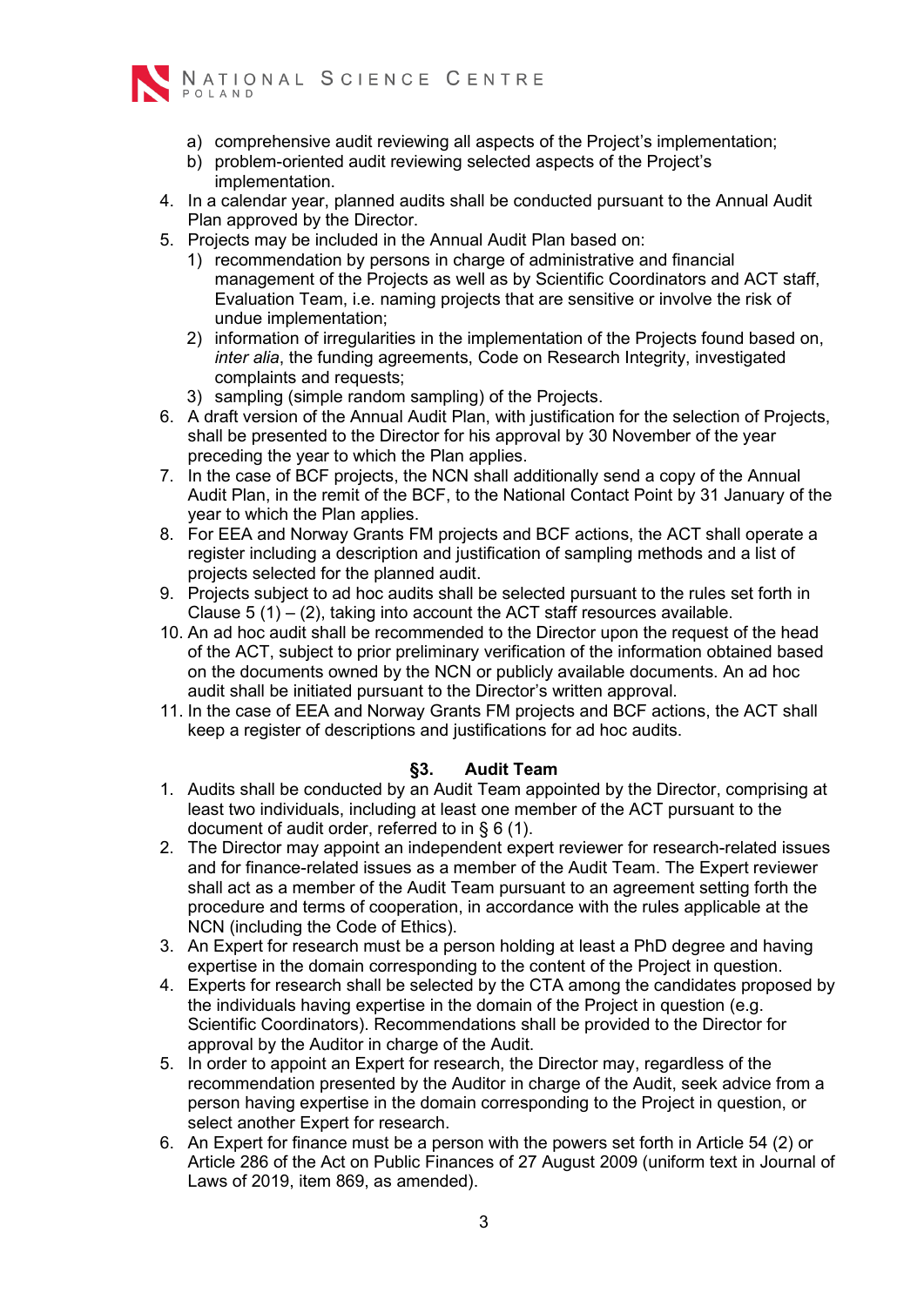a) comprehensive audit reviewing all aspects of the Project's implementation;
b) problem-oriented audit reviewing selected aspects of the Project's implementation.

4. In a calendar year, planned audits shall be conducted pursuant to the Annual Audit Plan approved by the Director.
5. Projects may be included in the Annual Audit Plan based on:
   1) recommendation by persons in charge of administrative and financial management of the Projects as well as by Scientific Coordinators and ACT staff, Evaluation Team, i.e. naming projects that are sensitive or involve the risk of undue implementation;
   2) information of irregularities in the implementation of the Projects found based on, *inter alia*, the funding agreements, Code on Research Integrity, investigated complaints and requests;
   3) sampling (simple random sampling) of the Projects.
6. A draft version of the Annual Audit Plan, with justification for the selection of Projects, shall be presented to the Director for his approval by 30 November of the year preceding the year to which the Plan applies.
7. In the case of BCF projects, the NCN shall additionally send a copy of the Annual Audit Plan, in the remit of the BCF, to the National Contact Point by 31 January of the year to which the Plan applies.
8. For EEA and Norway Grants FM projects and BCF actions, the ACT shall operate a register including a description and justification of sampling methods and a list of projects selected for the planned audit.
9. Projects subject to ad hoc audits shall be selected pursuant to the rules set forth in Clause 5 (1) – (2), taking into account the ACT staff resources available.
10. An ad hoc audit shall be recommended to the Director upon the request of the head of the ACT, subject to prior preliminary verification of the information obtained based on the documents owned by the NCN or publicly available documents. An ad hoc audit shall be initiated pursuant to the Director's written approval.
11. In the case of EEA and Norway Grants FM projects and BCF actions, the ACT shall keep a register of descriptions and justifications for ad hoc audits.

## §3. Audit Team

1. Audits shall be conducted by an Audit Team appointed by the Director, comprising at least two individuals, including at least one member of the ACT pursuant to the document of audit order, referred to in § 6 (1).
2. The Director may appoint an independent expert reviewer for research-related issues and for finance-related issues as a member of the Audit Team. The Expert reviewer shall act as a member of the Audit Team pursuant to an agreement setting forth the procedure and terms of cooperation, in accordance with the rules applicable at the NCN (including the Code of Ethics).
3. An Expert for research must be a person holding at least a PhD degree and having expertise in the domain corresponding to the content of the Project in question.
4. Experts for research shall be selected by the CTA among the candidates proposed by the individuals having expertise in the domain of the Project in question (e.g. Scientific Coordinators). Recommendations shall be provided to the Director for approval by the Auditor in charge of the Audit.
5. In order to appoint an Expert for research, the Director may, regardless of the recommendation presented by the Auditor in charge of the Audit, seek advice from a person having expertise in the domain corresponding to the Project in question, or select another Expert for research.
6. An Expert for finance must be a person with the powers set forth in Article 54 (2) or Article 286 of the Act on Public Finances of 27 August 2009 (uniform text in Journal of Laws of 2019, item 869, as amended).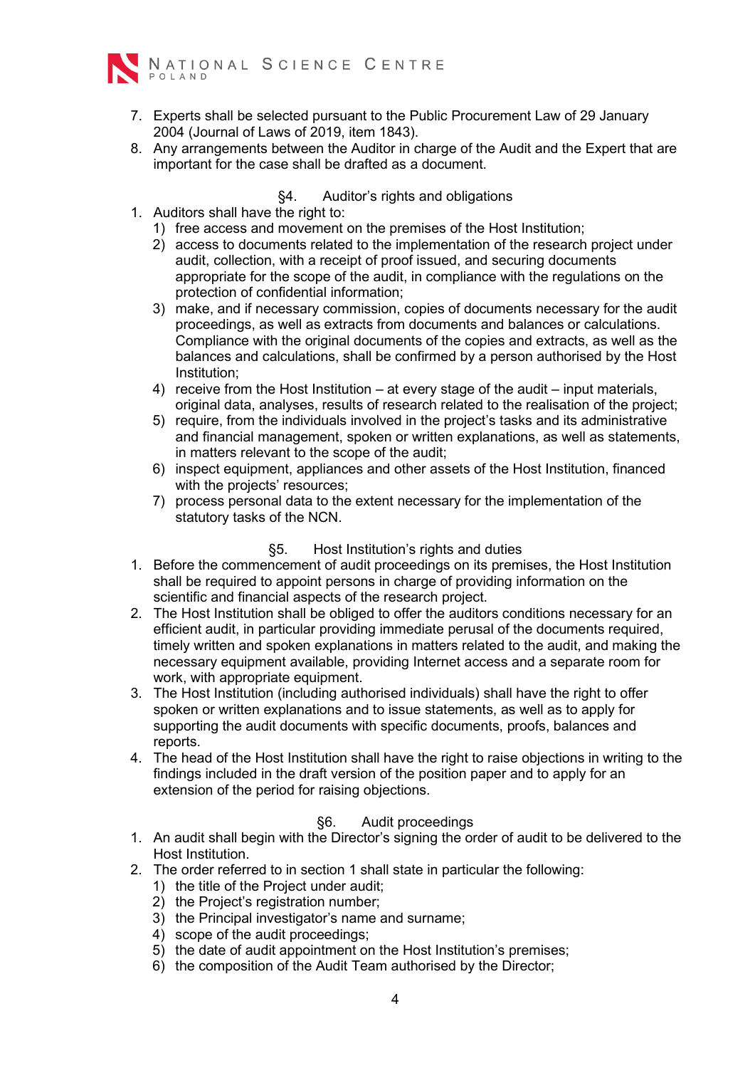7. Experts shall be selected pursuant to the Public Procurement Law of 29 January 2004 (Journal of Laws of 2019, item 1843).
8. Any arrangements between the Auditor in charge of the Audit and the Expert that are important for the case shall be drafted as a document.

## §4. Auditor's rights and obligations

1. Auditors shall have the right to:
   1) free access and movement on the premises of the Host Institution;
   2) access to documents related to the implementation of the research project under audit, collection, with a receipt of proof issued, and securing documents appropriate for the scope of the audit, in compliance with the regulations on the protection of confidential information;
   3) make, and if necessary commission, copies of documents necessary for the audit proceedings, as well as extracts from documents and balances or calculations. Compliance with the original documents of the copies and extracts, as well as the balances and calculations, shall be confirmed by a person authorised by the Host Institution;
   4) receive from the Host Institution – at every stage of the audit – input materials, original data, analyses, results of research related to the realisation of the project;
   5) require, from the individuals involved in the project's tasks and its administrative and financial management, spoken or written explanations, as well as statements, in matters relevant to the scope of the audit;
   6) inspect equipment, appliances and other assets of the Host Institution, financed with the projects' resources;
   7) process personal data to the extent necessary for the implementation of the statutory tasks of the NCN.

## §5. Host Institution's rights and duties

1. Before the commencement of audit proceedings on its premises, the Host Institution shall be required to appoint persons in charge of providing information on the scientific and financial aspects of the research project.
2. The Host Institution shall be obliged to offer the auditors conditions necessary for an efficient audit, in particular providing immediate perusal of the documents required, timely written and spoken explanations in matters related to the audit, and making the necessary equipment available, providing Internet access and a separate room for work, with appropriate equipment.
3. The Host Institution (including authorised individuals) shall have the right to offer spoken or written explanations and to issue statements, as well as to apply for supporting the audit documents with specific documents, proofs, balances and reports.
4. The head of the Host Institution shall have the right to raise objections in writing to the findings included in the draft version of the position paper and to apply for an extension of the period for raising objections.

## §6. Audit proceedings

1. An audit shall begin with the Director's signing the order of audit to be delivered to the Host Institution.
2. The order referred to in section 1 shall state in particular the following:
   1) the title of the Project under audit;
   2) the Project's registration number;
   3) the Principal investigator's name and surname;
   4) scope of the audit proceedings;
   5) the date of audit appointment on the Host Institution's premises;
   6) the composition of the Audit Team authorised by the Director;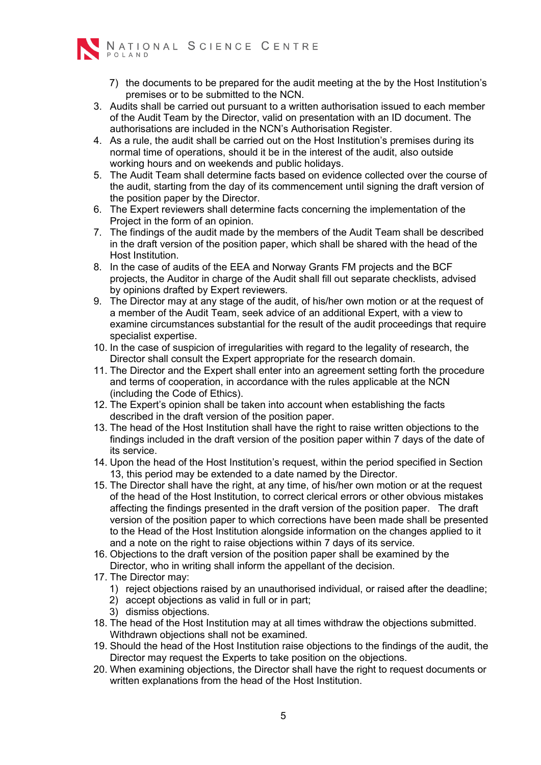7) the documents to be prepared for the audit meeting at the by the Host Institution's premises or to be submitted to the NCN.

3. Audits shall be carried out pursuant to a written authorisation issued to each member of the Audit Team by the Director, valid on presentation with an ID document. The authorisations are included in the NCN's Authorisation Register.
4. As a rule, the audit shall be carried out on the Host Institution's premises during its normal time of operations, should it be in the interest of the audit, also outside working hours and on weekends and public holidays.
5. The Audit Team shall determine facts based on evidence collected over the course of the audit, starting from the day of its commencement until signing the draft version of the position paper by the Director.
6. The Expert reviewers shall determine facts concerning the implementation of the Project in the form of an opinion.
7. The findings of the audit made by the members of the Audit Team shall be described in the draft version of the position paper, which shall be shared with the head of the Host Institution.
8. In the case of audits of the EEA and Norway Grants FM projects and the BCF projects, the Auditor in charge of the Audit shall fill out separate checklists, advised by opinions drafted by Expert reviewers.
9. The Director may at any stage of the audit, of his/her own motion or at the request of a member of the Audit Team, seek advice of an additional Expert, with a view to examine circumstances substantial for the result of the audit proceedings that require specialist expertise.
10. In the case of suspicion of irregularities with regard to the legality of research, the Director shall consult the Expert appropriate for the research domain.
11. The Director and the Expert shall enter into an agreement setting forth the procedure and terms of cooperation, in accordance with the rules applicable at the NCN (including the Code of Ethics).
12. The Expert's opinion shall be taken into account when establishing the facts described in the draft version of the position paper.
13. The head of the Host Institution shall have the right to raise written objections to the findings included in the draft version of the position paper within 7 days of the date of its service.
14. Upon the head of the Host Institution's request, within the period specified in Section 13, this period may be extended to a date named by the Director.
15. The Director shall have the right, at any time, of his/her own motion or at the request of the head of the Host Institution, to correct clerical errors or other obvious mistakes affecting the findings presented in the draft version of the position paper. The draft version of the position paper to which corrections have been made shall be presented to the Head of the Host Institution alongside information on the changes applied to it and a note on the right to raise objections within 7 days of its service.
16. Objections to the draft version of the position paper shall be examined by the Director, who in writing shall inform the appellant of the decision.
17. The Director may:
    1) reject objections raised by an unauthorised individual, or raised after the deadline;
    2) accept objections as valid in full or in part;
    3) dismiss objections.
18. The head of the Host Institution may at all times withdraw the objections submitted. Withdrawn objections shall not be examined.
19. Should the head of the Host Institution raise objections to the findings of the audit, the Director may request the Experts to take position on the objections.
20. When examining objections, the Director shall have the right to request documents or written explanations from the head of the Host Institution.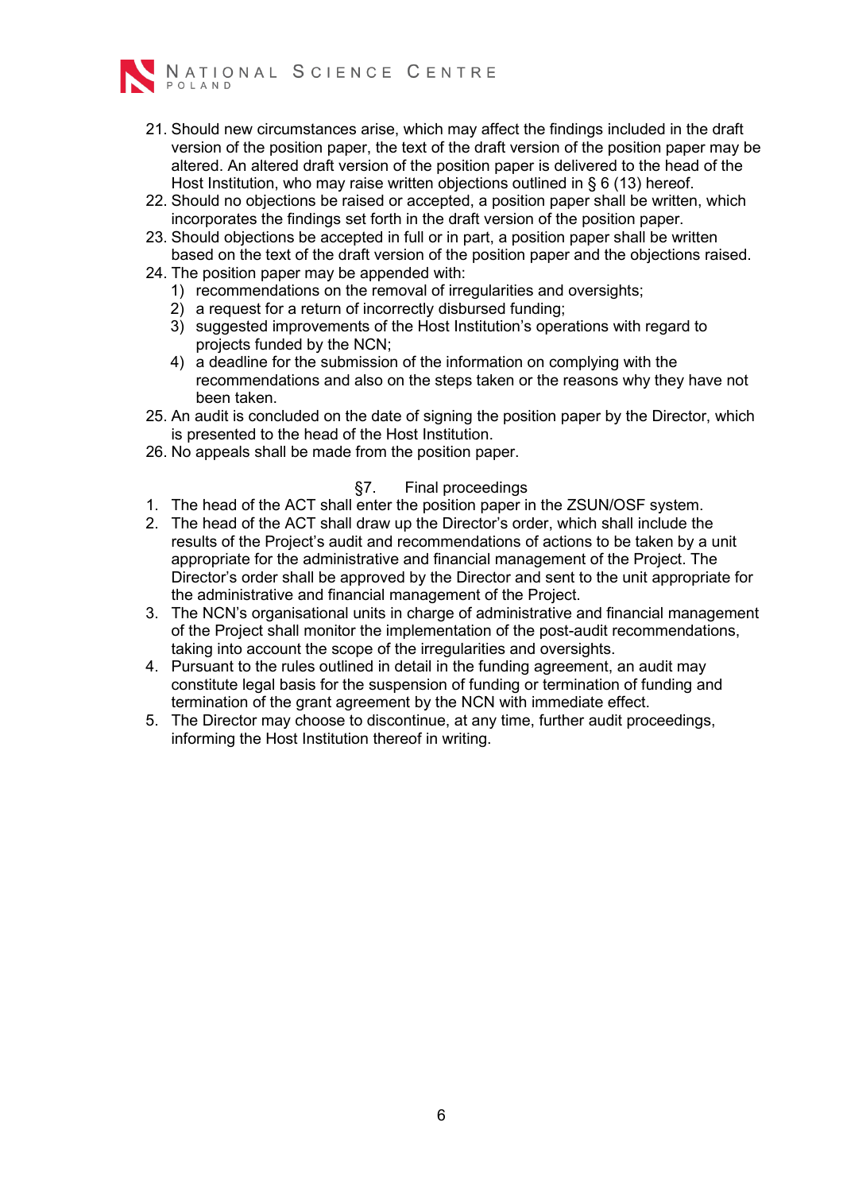21. Should new circumstances arise, which may affect the findings included in the draft version of the position paper, the text of the draft version of the position paper may be altered. An altered draft version of the position paper is delivered to the head of the Host Institution, who may raise written objections outlined in § 6 (13) hereof.
22. Should no objections be raised or accepted, a position paper shall be written, which incorporates the findings set forth in the draft version of the position paper.
23. Should objections be accepted in full or in part, a position paper shall be written based on the text of the draft version of the position paper and the objections raised.
24. The position paper may be appended with:
    1) recommendations on the removal of irregularities and oversights;
    2) a request for a return of incorrectly disbursed funding;
    3) suggested improvements of the Host Institution's operations with regard to projects funded by the NCN;
    4) a deadline for the submission of the information on complying with the recommendations and also on the steps taken or the reasons why they have not been taken.
25. An audit is concluded on the date of signing the position paper by the Director, which is presented to the head of the Host Institution.
26. No appeals shall be made from the position paper.

## §7. Final proceedings

1. The head of the ACT shall enter the position paper in the ZSUN/OSF system.
2. The head of the ACT shall draw up the Director's order, which shall include the results of the Project's audit and recommendations of actions to be taken by a unit appropriate for the administrative and financial management of the Project. The Director's order shall be approved by the Director and sent to the unit appropriate for the administrative and financial management of the Project.
3. The NCN's organisational units in charge of administrative and financial management of the Project shall monitor the implementation of the post-audit recommendations, taking into account the scope of the irregularities and oversights.
4. Pursuant to the rules outlined in detail in the funding agreement, an audit may constitute legal basis for the suspension of funding or termination of funding and termination of the grant agreement by the NCN with immediate effect.
5. The Director may choose to discontinue, at any time, further audit proceedings, informing the Host Institution thereof in writing.